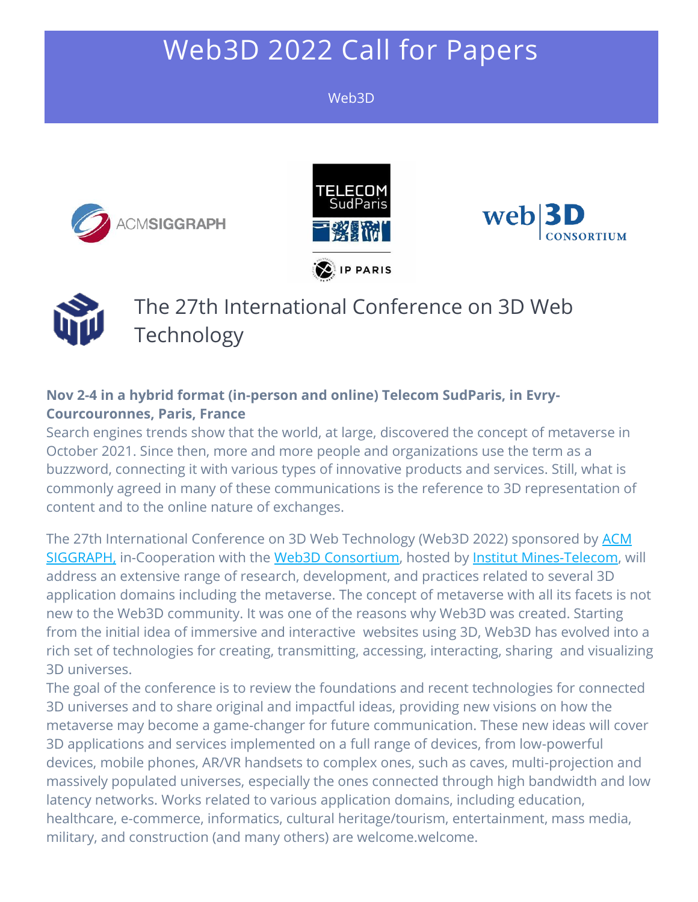# Web3D 2022 Call for Papers

Web3D

## The 27th International Conference on 3D Web Technology

**Nov 2-4 in a hybrid format (in-person and online) Telecom SudParis, in Evry-Courcouronnes, Paris, France**

Search engines trends show that the world, at large, discovered the concept of metaverse in October 2021. Since then, more and more people and organizations use the term as a buzzword, connecting it with various types of innovative products and services. Still, what is commonly agreed in many of these communications is the reference to 3D representation of content and to the online nature of exchanges.

The 27th International Conference on 3D Web Technology (Web3D 2022) sponsored by ACM SIGGRAPH, in-Cooperation with the Web3D Consortium, hosted by Institut Mines-Telecom, will address an extensive range of research, development, and practices related to several 3D application domains including the metaverse. The concept of metaverse with all its facets is not new to the Web3D community. It was one of the reasons why Web3D was created. Starting from the initial idea of immersive and interactive websites using 3D, Web3D has evolved into a rich set of technologies for creating, transmitting, accessing, interacting, sharing and visualizing 3D universes.

The goal of the conference is to review the foundations and recent technologies for connected 3D universes and to share original and impactful ideas, providing new visions on how the metaverse may become a game-changer for future communication. These new ideas will cover 3D applications and services implemented on a full range of devices, from low-powerful devices, mobile phones, AR/VR handsets to complex ones, such as caves, multi-projection and massively populated universes, especially the ones connected through high bandwidth and low latency networks. Works related to various application domains, including education, healthcare, e-commerce, informatics, cultural heritage/tourism, entertainment, mass media, military, and construction (and many others) are welcome.welcome.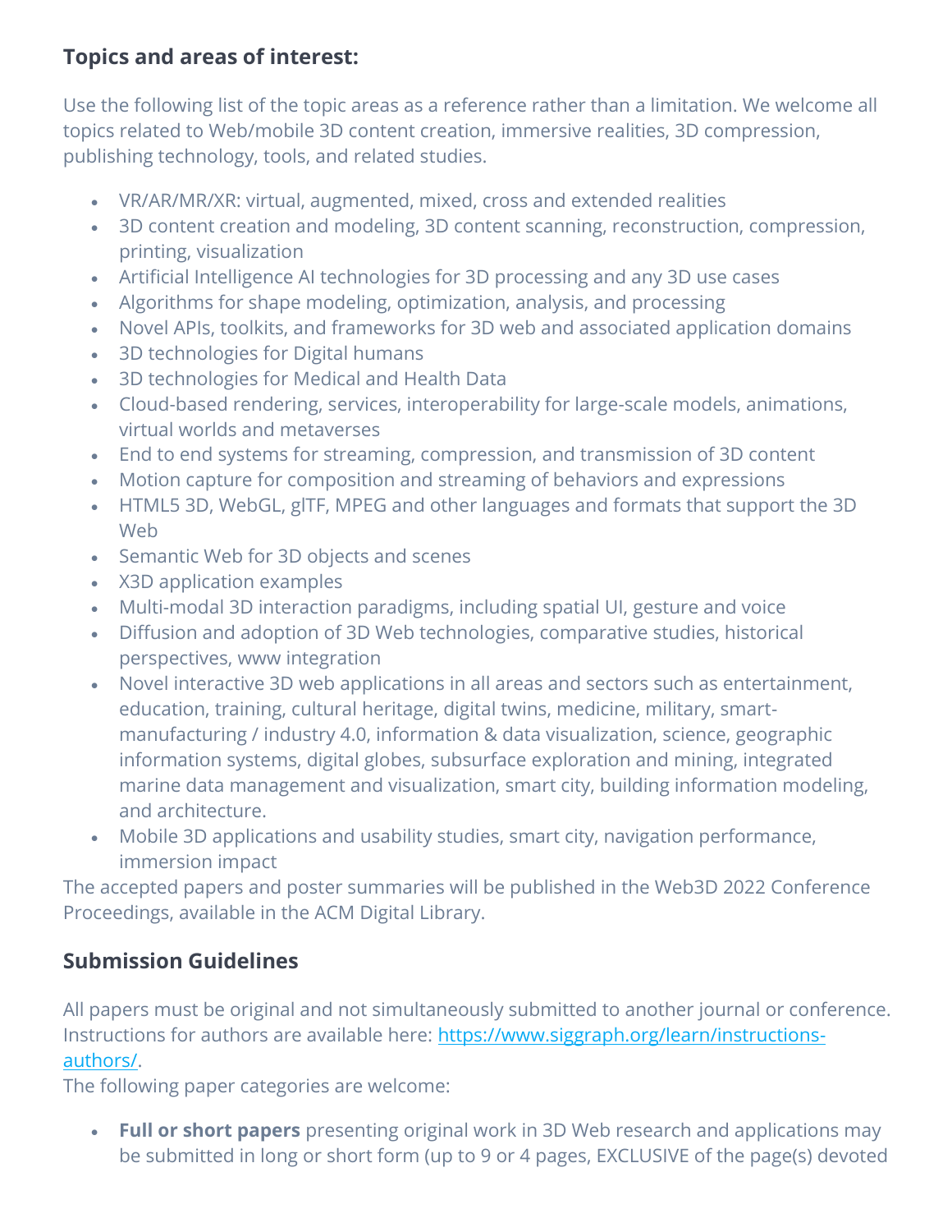## Topics and areas of interest:

Use the following list of the topic areas as a reference rather than a limitation. We welcome all topics related to Web/mobile 3D content creation, immersive realities, 3D compression, publishing technology, tools, and related studies.

- VR/AR/MR/XR: virtual, augmented, mixed, cross and extended realities
- 3D content creation and modeling, 3D content scanning, reconstruction, compression, printing, visualization
- Artificial Intelligence AI technologies for 3D processing and any 3D use cases
- Algorithms for shape modeling, optimization, analysis, and processing
- Novel APIs, toolkits, and frameworks for 3D web and associated application domains
- 3D technologies for Digital humans
- 3D technologies for Medical and Health Data
- Cloud-based rendering, services, interoperability for large-scale models, animations, virtual worlds and metaverses
- End to end systems for streaming, compression, and transmission of 3D content
- Motion capture for composition and streaming of behaviors and expressions
- HTML5 3D, WebGL, glTF, MPEG and other languages and formats that support the 3D Web
- Semantic Web for 3D objects and scenes
- X3D application examples
- Multi-modal 3D interaction paradigms, including spatial UI, gesture and voice
- Diffusion and adoption of 3D Web technologies, comparative studies, historical perspectives, www integration
- Novel interactive 3D web applications in all areas and sectors such as entertainment, education, training, cultural heritage, digital twins, medicine, military, smart-manufacturing / industry 4.0, information & data visualization, science, geographic information systems, digital globes, subsurface exploration and mining, integrated marine data management and visualization, smart city, building information modeling, and architecture.
- Mobile 3D applications and usability studies, smart city, navigation performance, immersion impact

The accepted papers and poster summaries will be published in the Web3D 2022 Conference Proceedings, available in the ACM Digital Library.

## Submission Guidelines

All papers must be original and not simultaneously submitted to another journal or conference. Instructions for authors are available here: [https://www.siggraph.org/learn/instructions-authors/](https://www.siggraph.org/learn/instructions-authors/).

The following paper categories are welcome:

- **Full or short papers** presenting original work in 3D Web research and applications may be submitted in long or short form (up to 9 or 4 pages, EXCLUSIVE of the page(s) devoted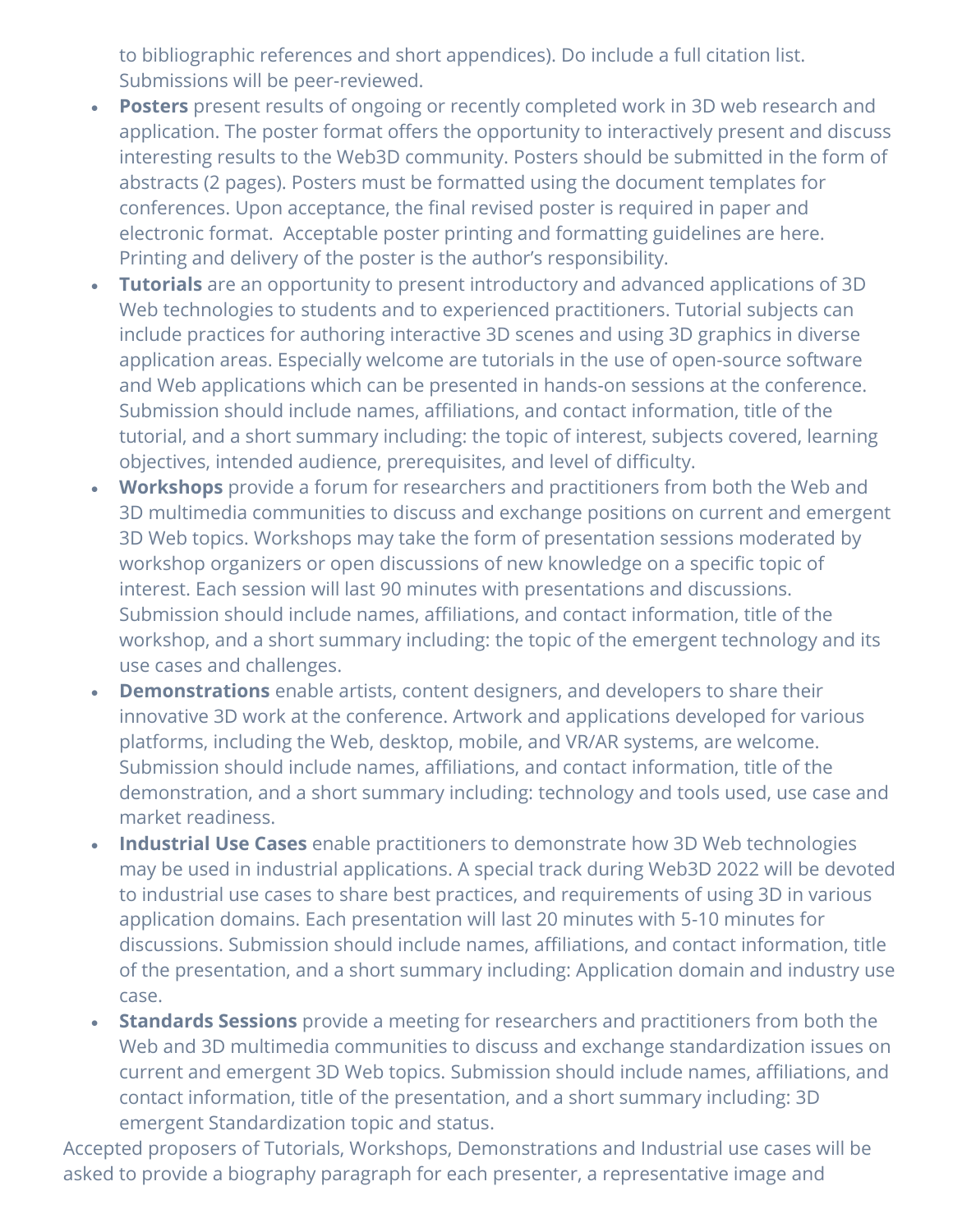to bibliographic references and short appendices). Do include a full citation list. Submissions will be peer-reviewed.

- **Posters** present results of ongoing or recently completed work in 3D web research and application. The poster format offers the opportunity to interactively present and discuss interesting results to the Web3D community. Posters should be submitted in the form of abstracts (2 pages). Posters must be formatted using the document templates for conferences. Upon acceptance, the final revised poster is required in paper and electronic format. Acceptable poster printing and formatting guidelines are here. Printing and delivery of the poster is the author's responsibility.
- **Tutorials** are an opportunity to present introductory and advanced applications of 3D Web technologies to students and to experienced practitioners. Tutorial subjects can include practices for authoring interactive 3D scenes and using 3D graphics in diverse application areas. Especially welcome are tutorials in the use of open-source software and Web applications which can be presented in hands-on sessions at the conference. Submission should include names, affiliations, and contact information, title of the tutorial, and a short summary including: the topic of interest, subjects covered, learning objectives, intended audience, prerequisites, and level of difficulty.
- **Workshops** provide a forum for researchers and practitioners from both the Web and 3D multimedia communities to discuss and exchange positions on current and emergent 3D Web topics. Workshops may take the form of presentation sessions moderated by workshop organizers or open discussions of new knowledge on a specific topic of interest. Each session will last 90 minutes with presentations and discussions. Submission should include names, affiliations, and contact information, title of the workshop, and a short summary including: the topic of the emergent technology and its use cases and challenges.
- **Demonstrations** enable artists, content designers, and developers to share their innovative 3D work at the conference. Artwork and applications developed for various platforms, including the Web, desktop, mobile, and VR/AR systems, are welcome. Submission should include names, affiliations, and contact information, title of the demonstration, and a short summary including: technology and tools used, use case and market readiness.
- **Industrial Use Cases** enable practitioners to demonstrate how 3D Web technologies may be used in industrial applications. A special track during Web3D 2022 will be devoted to industrial use cases to share best practices, and requirements of using 3D in various application domains. Each presentation will last 20 minutes with 5-10 minutes for discussions. Submission should include names, affiliations, and contact information, title of the presentation, and a short summary including: Application domain and industry use case.
- **Standards Sessions** provide a meeting for researchers and practitioners from both the Web and 3D multimedia communities to discuss and exchange standardization issues on current and emergent 3D Web topics. Submission should include names, affiliations, and contact information, title of the presentation, and a short summary including: 3D emergent Standardization topic and status.

Accepted proposers of Tutorials, Workshops, Demonstrations and Industrial use cases will be asked to provide a biography paragraph for each presenter, a representative image and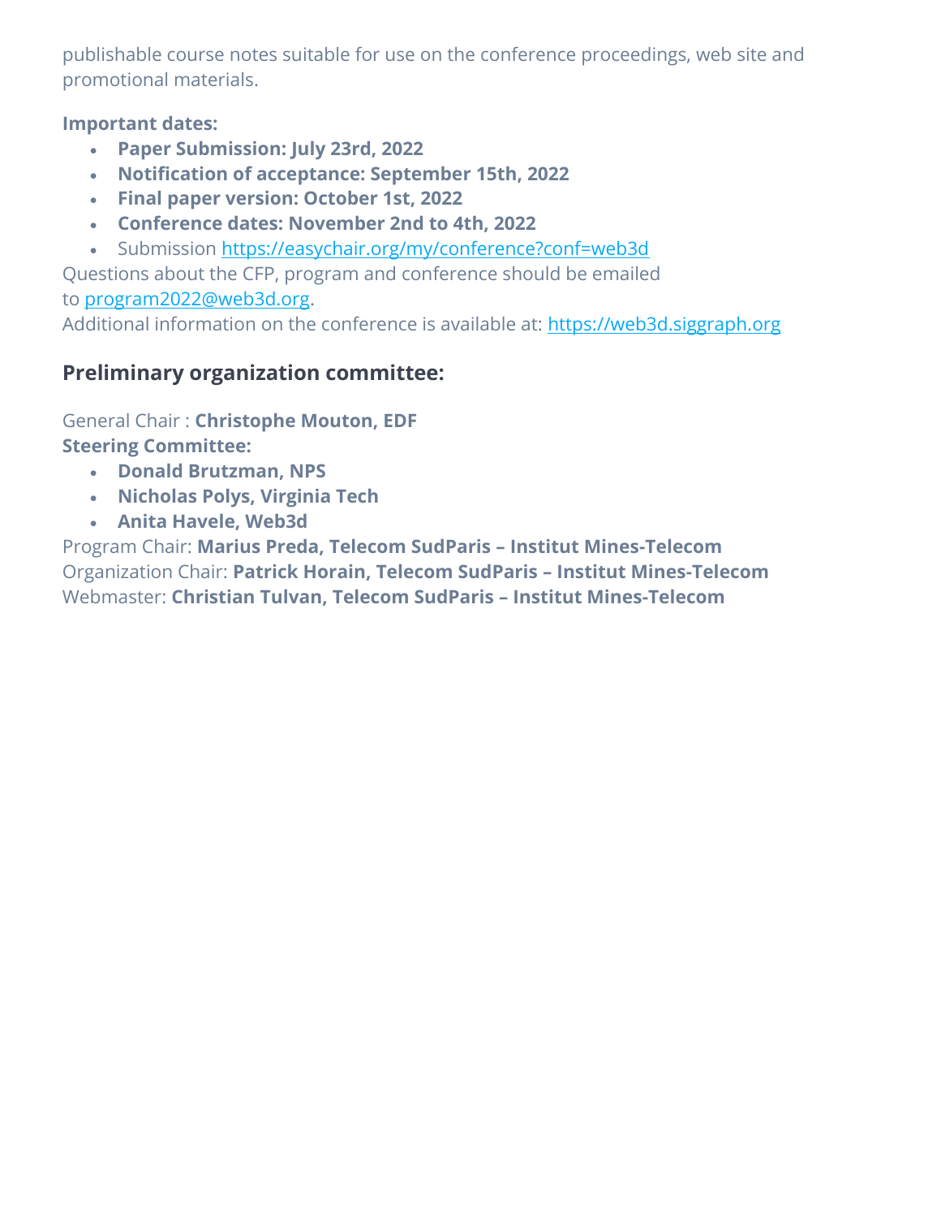publishable course notes suitable for use on the conference proceedings, web site and promotional materials.

**Important dates:**

- **Paper Submission: July 23rd, 2022**
- **Notification of acceptance: September 15th, 2022**
- **Final paper version: October 1st, 2022**
- **Conference dates: November 2nd to 4th, 2022**
- Submission https://easychair.org/my/conference?conf=web3d

Questions about the CFP, program and conference should be emailed to program2022@web3d.org.
Additional information on the conference is available at: https://web3d.siggraph.org

## Preliminary organization committee:

General Chair : **Christophe Mouton, EDF**
**Steering Committee:**

- **Donald Brutzman, NPS**
- **Nicholas Polys, Virginia Tech**
- **Anita Havele, Web3d**

Program Chair: **Marius Preda, Telecom SudParis – Institut Mines-Telecom**
Organization Chair: **Patrick Horain, Telecom SudParis – Institut Mines-Telecom**
Webmaster: **Christian Tulvan, Telecom SudParis – Institut Mines-Telecom**